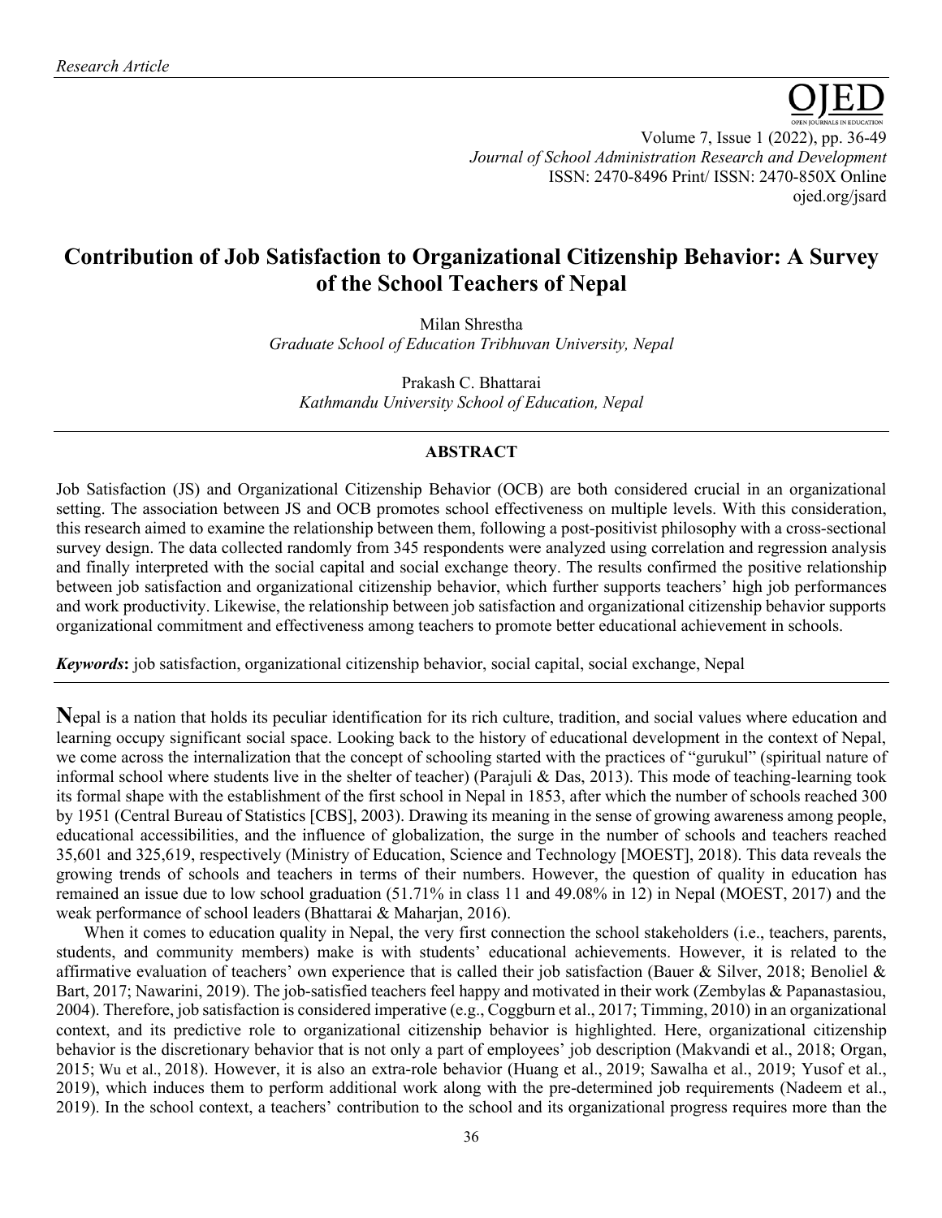*Research Article*

# Contribution of Job Satisfaction to Organizational Citizenship Behavior: A Survey of the School Teachers of Nepal

Milan Shrestha
*Graduate School of Education Tribhuvan University, Nepal*

Prakash C. Bhattarai
*Kathmandu University School of Education, Nepal*

## ABSTRACT

Job Satisfaction (JS) and Organizational Citizenship Behavior (OCB) are both considered crucial in an organizational setting. The association between JS and OCB promotes school effectiveness on multiple levels. With this consideration, this research aimed to examine the relationship between them, following a post-positivist philosophy with a cross-sectional survey design. The data collected randomly from 345 respondents were analyzed using correlation and regression analysis and finally interpreted with the social capital and social exchange theory. The results confirmed the positive relationship between job satisfaction and organizational citizenship behavior, which further supports teachers' high job performances and work productivity. Likewise, the relationship between job satisfaction and organizational citizenship behavior supports organizational commitment and effectiveness among teachers to promote better educational achievement in schools.

***Keywords*:** job satisfaction, organizational citizenship behavior, social capital, social exchange, Nepal

**N**epal is a nation that holds its peculiar identification for its rich culture, tradition, and social values where education and learning occupy significant social space. Looking back to the history of educational development in the context of Nepal, we come across the internalization that the concept of schooling started with the practices of "gurukul" (spiritual nature of informal school where students live in the shelter of teacher) (Parajuli & Das, 2013). This mode of teaching-learning took its formal shape with the establishment of the first school in Nepal in 1853, after which the number of schools reached 300 by 1951 (Central Bureau of Statistics [CBS], 2003). Drawing its meaning in the sense of growing awareness among people, educational accessibilities, and the influence of globalization, the surge in the number of schools and teachers reached 35,601 and 325,619, respectively (Ministry of Education, Science and Technology [MOEST], 2018). This data reveals the growing trends of schools and teachers in terms of their numbers. However, the question of quality in education has remained an issue due to low school graduation (51.71% in class 11 and 49.08% in 12) in Nepal (MOEST, 2017) and the weak performance of school leaders (Bhattarai & Maharjan, 2016).

When it comes to education quality in Nepal, the very first connection the school stakeholders (i.e., teachers, parents, students, and community members) make is with students' educational achievements. However, it is related to the affirmative evaluation of teachers' own experience that is called their job satisfaction (Bauer & Silver, 2018; Benoliel & Bart, 2017; Nawarini, 2019). The job-satisfied teachers feel happy and motivated in their work (Zembylas & Papanastasiou, 2004). Therefore, job satisfaction is considered imperative (e.g., Coggburn et al., 2017; Timming, 2010) in an organizational context, and its predictive role to organizational citizenship behavior is highlighted. Here, organizational citizenship behavior is the discretionary behavior that is not only a part of employees' job description (Makvandi et al., 2018; Organ, 2015; Wu et al., 2018). However, it is also an extra-role behavior (Huang et al., 2019; Sawalha et al., 2019; Yusof et al., 2019), which induces them to perform additional work along with the pre-determined job requirements (Nadeem et al., 2019). In the school context, a teachers' contribution to the school and its organizational progress requires more than the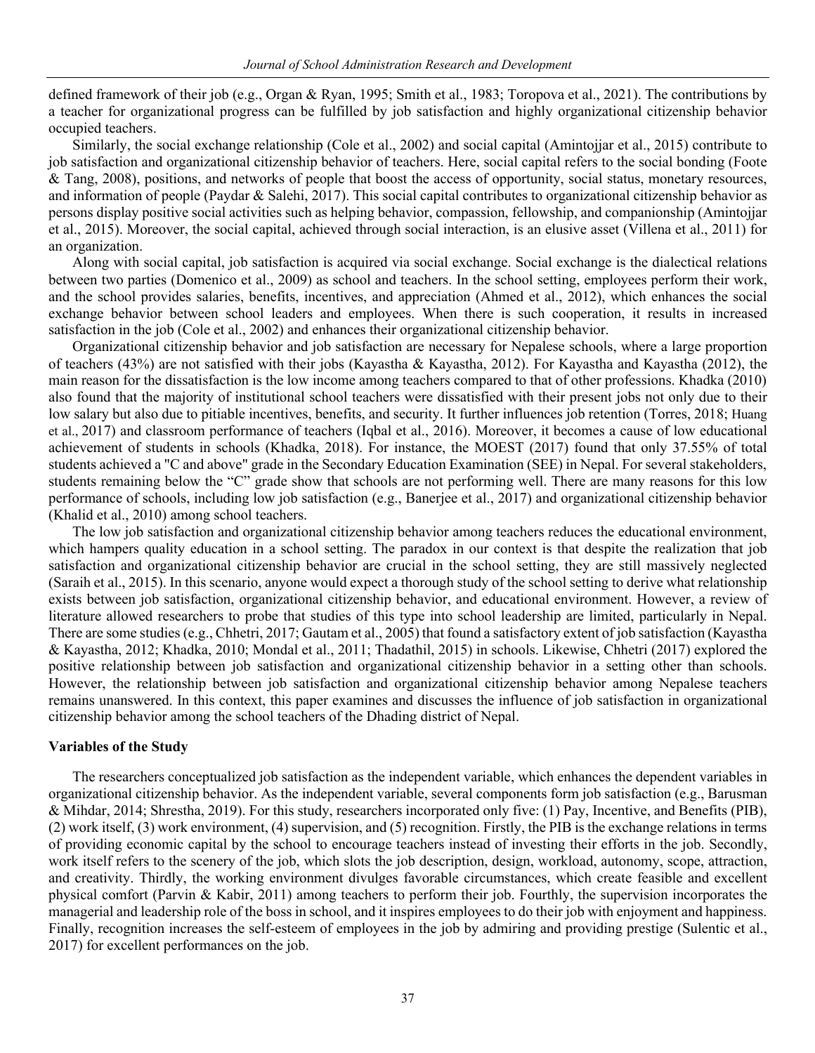defined framework of their job (e.g., Organ & Ryan, 1995; Smith et al., 1983; Toropova et al., 2021). The contributions by a teacher for organizational progress can be fulfilled by job satisfaction and highly organizational citizenship behavior occupied teachers.

Similarly, the social exchange relationship (Cole et al., 2002) and social capital (Amintojjar et al., 2015) contribute to job satisfaction and organizational citizenship behavior of teachers. Here, social capital refers to the social bonding (Foote & Tang, 2008), positions, and networks of people that boost the access of opportunity, social status, monetary resources, and information of people (Paydar & Salehi, 2017). This social capital contributes to organizational citizenship behavior as persons display positive social activities such as helping behavior, compassion, fellowship, and companionship (Amintojjar et al., 2015). Moreover, the social capital, achieved through social interaction, is an elusive asset (Villena et al., 2011) for an organization.

Along with social capital, job satisfaction is acquired via social exchange. Social exchange is the dialectical relations between two parties (Domenico et al., 2009) as school and teachers. In the school setting, employees perform their work, and the school provides salaries, benefits, incentives, and appreciation (Ahmed et al., 2012), which enhances the social exchange behavior between school leaders and employees. When there is such cooperation, it results in increased satisfaction in the job (Cole et al., 2002) and enhances their organizational citizenship behavior.

Organizational citizenship behavior and job satisfaction are necessary for Nepalese schools, where a large proportion of teachers (43%) are not satisfied with their jobs (Kayastha & Kayastha, 2012). For Kayastha and Kayastha (2012), the main reason for the dissatisfaction is the low income among teachers compared to that of other professions. Khadka (2010) also found that the majority of institutional school teachers were dissatisfied with their present jobs not only due to their low salary but also due to pitiable incentives, benefits, and security. It further influences job retention (Torres, 2018; Huang et al., 2017) and classroom performance of teachers (Iqbal et al., 2016). Moreover, it becomes a cause of low educational achievement of students in schools (Khadka, 2018). For instance, the MOEST (2017) found that only 37.55% of total students achieved a "C and above" grade in the Secondary Education Examination (SEE) in Nepal. For several stakeholders, students remaining below the "C" grade show that schools are not performing well. There are many reasons for this low performance of schools, including low job satisfaction (e.g., Banerjee et al., 2017) and organizational citizenship behavior (Khalid et al., 2010) among school teachers.

The low job satisfaction and organizational citizenship behavior among teachers reduces the educational environment, which hampers quality education in a school setting. The paradox in our context is that despite the realization that job satisfaction and organizational citizenship behavior are crucial in the school setting, they are still massively neglected (Saraih et al., 2015). In this scenario, anyone would expect a thorough study of the school setting to derive what relationship exists between job satisfaction, organizational citizenship behavior, and educational environment. However, a review of literature allowed researchers to probe that studies of this type into school leadership are limited, particularly in Nepal. There are some studies (e.g., Chhetri, 2017; Gautam et al., 2005) that found a satisfactory extent of job satisfaction (Kayastha & Kayastha, 2012; Khadka, 2010; Mondal et al., 2011; Thadathil, 2015) in schools. Likewise, Chhetri (2017) explored the positive relationship between job satisfaction and organizational citizenship behavior in a setting other than schools. However, the relationship between job satisfaction and organizational citizenship behavior among Nepalese teachers remains unanswered. In this context, this paper examines and discusses the influence of job satisfaction in organizational citizenship behavior among the school teachers of the Dhading district of Nepal.

### Variables of the Study

The researchers conceptualized job satisfaction as the independent variable, which enhances the dependent variables in organizational citizenship behavior. As the independent variable, several components form job satisfaction (e.g., Barusman & Mihdar, 2014; Shrestha, 2019). For this study, researchers incorporated only five: (1) Pay, Incentive, and Benefits (PIB), (2) work itself, (3) work environment, (4) supervision, and (5) recognition. Firstly, the PIB is the exchange relations in terms of providing economic capital by the school to encourage teachers instead of investing their efforts in the job. Secondly, work itself refers to the scenery of the job, which slots the job description, design, workload, autonomy, scope, attraction, and creativity. Thirdly, the working environment divulges favorable circumstances, which create feasible and excellent physical comfort (Parvin & Kabir, 2011) among teachers to perform their job. Fourthly, the supervision incorporates the managerial and leadership role of the boss in school, and it inspires employees to do their job with enjoyment and happiness. Finally, recognition increases the self-esteem of employees in the job by admiring and providing prestige (Sulentic et al., 2017) for excellent performances on the job.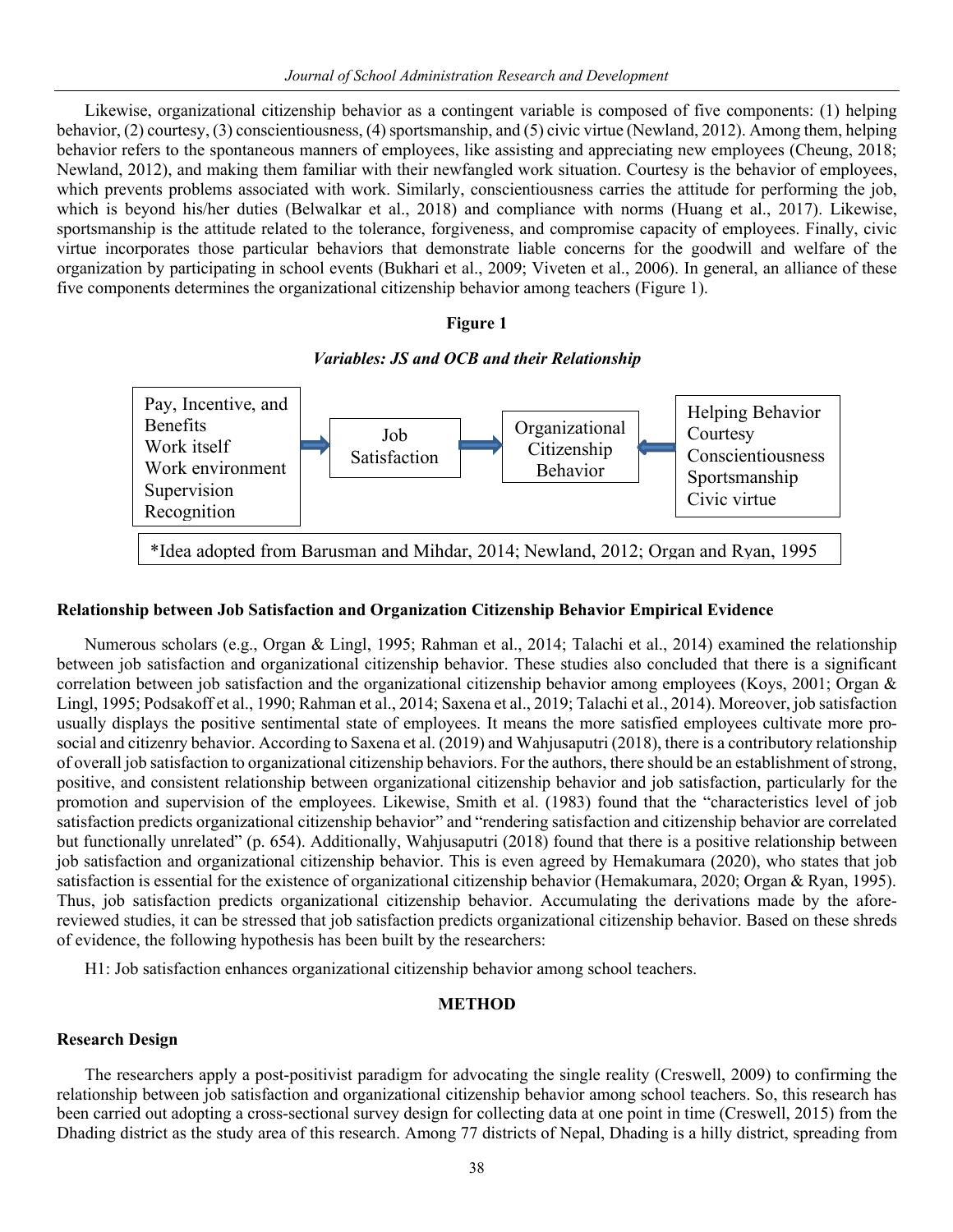Likewise, organizational citizenship behavior as a contingent variable is composed of five components: (1) helping behavior, (2) courtesy, (3) conscientiousness, (4) sportsmanship, and (5) civic virtue (Newland, 2012). Among them, helping behavior refers to the spontaneous manners of employees, like assisting and appreciating new employees (Cheung, 2018; Newland, 2012), and making them familiar with their newfangled work situation. Courtesy is the behavior of employees, which prevents problems associated with work. Similarly, conscientiousness carries the attitude for performing the job, which is beyond his/her duties (Belwalkar et al., 2018) and compliance with norms (Huang et al., 2017). Likewise, sportsmanship is the attitude related to the tolerance, forgiveness, and compromise capacity of employees. Finally, civic virtue incorporates those particular behaviors that demonstrate liable concerns for the goodwill and welfare of the organization by participating in school events (Bukhari et al., 2009; Viveten et al., 2006). In general, an alliance of these five components determines the organizational citizenship behavior among teachers (Figure 1).

**Figure 1**

***Variables: JS and OCB and their Relationship***

Pay, Incentive, and Benefits
Work itself
Work environment
Supervision
Recognition
→ Job Satisfaction → Organizational Citizenship Behavior ← Helping Behavior
Courtesy
Conscientiousness
Sportsmanship
Civic virtue

*Idea adopted from Barusman and Mihdar, 2014; Newland, 2012; Organ and Ryan, 1995

### Relationship between Job Satisfaction and Organization Citizenship Behavior Empirical Evidence

Numerous scholars (e.g., Organ & Lingl, 1995; Rahman et al., 2014; Talachi et al., 2014) examined the relationship between job satisfaction and organizational citizenship behavior. These studies also concluded that there is a significant correlation between job satisfaction and the organizational citizenship behavior among employees (Koys, 2001; Organ & Lingl, 1995; Podsakoff et al., 1990; Rahman et al., 2014; Saxena et al., 2019; Talachi et al., 2014). Moreover, job satisfaction usually displays the positive sentimental state of employees. It means the more satisfied employees cultivate more pro-social and citizenry behavior. According to Saxena et al. (2019) and Wahjusaputri (2018), there is a contributory relationship of overall job satisfaction to organizational citizenship behaviors. For the authors, there should be an establishment of strong, positive, and consistent relationship between organizational citizenship behavior and job satisfaction, particularly for the promotion and supervision of the employees. Likewise, Smith et al. (1983) found that the "characteristics level of job satisfaction predicts organizational citizenship behavior" and "rendering satisfaction and citizenship behavior are correlated but functionally unrelated" (p. 654). Additionally, Wahjusaputri (2018) found that there is a positive relationship between job satisfaction and organizational citizenship behavior. This is even agreed by Hemakumara (2020), who states that job satisfaction is essential for the existence of organizational citizenship behavior (Hemakumara, 2020; Organ & Ryan, 1995). Thus, job satisfaction predicts organizational citizenship behavior. Accumulating the derivations made by the afore-reviewed studies, it can be stressed that job satisfaction predicts organizational citizenship behavior. Based on these shreds of evidence, the following hypothesis has been built by the researchers:

H1: Job satisfaction enhances organizational citizenship behavior among school teachers.

## METHOD

### Research Design

The researchers apply a post-positivist paradigm for advocating the single reality (Creswell, 2009) to confirming the relationship between job satisfaction and organizational citizenship behavior among school teachers. So, this research has been carried out adopting a cross-sectional survey design for collecting data at one point in time (Creswell, 2015) from the Dhading district as the study area of this research. Among 77 districts of Nepal, Dhading is a hilly district, spreading from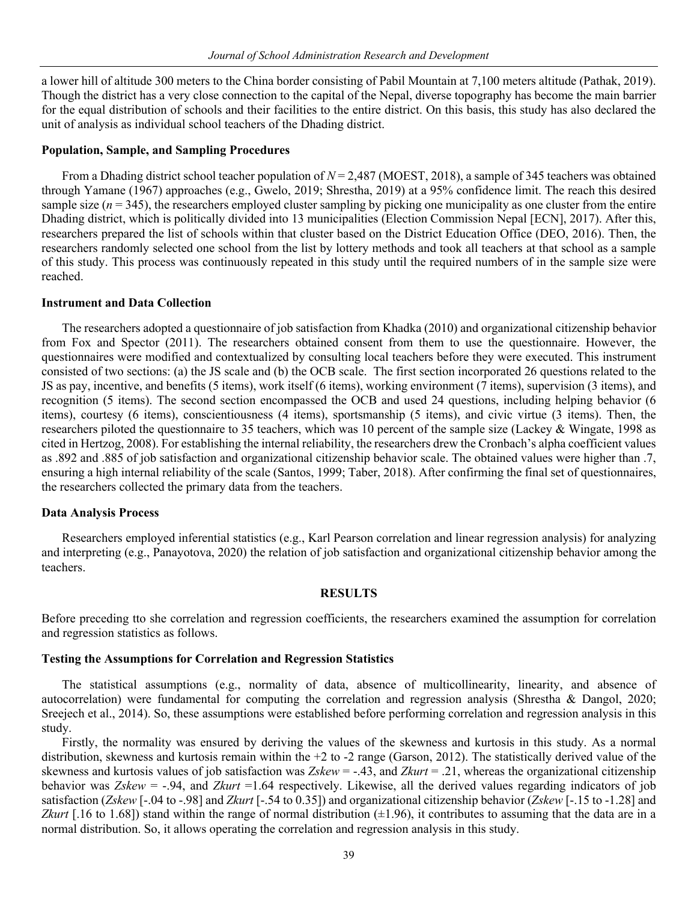a lower hill of altitude 300 meters to the China border consisting of Pabil Mountain at 7,100 meters altitude (Pathak, 2019). Though the district has a very close connection to the capital of the Nepal, diverse topography has become the main barrier for the equal distribution of schools and their facilities to the entire district. On this basis, this study has also declared the unit of analysis as individual school teachers of the Dhading district.

### Population, Sample, and Sampling Procedures

From a Dhading district school teacher population of $N = 2,487$ (MOEST, 2018), a sample of 345 teachers was obtained through Yamane (1967) approaches (e.g., Gwelo, 2019; Shrestha, 2019) at a 95% confidence limit. The reach this desired sample size ($n = 345$), the researchers employed cluster sampling by picking one municipality as one cluster from the entire Dhading district, which is politically divided into 13 municipalities (Election Commission Nepal [ECN], 2017). After this, researchers prepared the list of schools within that cluster based on the District Education Office (DEO, 2016). Then, the researchers randomly selected one school from the list by lottery methods and took all teachers at that school as a sample of this study. This process was continuously repeated in this study until the required numbers of in the sample size were reached.

### Instrument and Data Collection

The researchers adopted a questionnaire of job satisfaction from Khadka (2010) and organizational citizenship behavior from Fox and Spector (2011). The researchers obtained consent from them to use the questionnaire. However, the questionnaires were modified and contextualized by consulting local teachers before they were executed. This instrument consisted of two sections: (a) the JS scale and (b) the OCB scale. The first section incorporated 26 questions related to the JS as pay, incentive, and benefits (5 items), work itself (6 items), working environment (7 items), supervision (3 items), and recognition (5 items). The second section encompassed the OCB and used 24 questions, including helping behavior (6 items), courtesy (6 items), conscientiousness (4 items), sportsmanship (5 items), and civic virtue (3 items). Then, the researchers piloted the questionnaire to 35 teachers, which was 10 percent of the sample size (Lackey & Wingate, 1998 as cited in Hertzog, 2008). For establishing the internal reliability, the researchers drew the Cronbach's alpha coefficient values as .892 and .885 of job satisfaction and organizational citizenship behavior scale. The obtained values were higher than .7, ensuring a high internal reliability of the scale (Santos, 1999; Taber, 2018). After confirming the final set of questionnaires, the researchers collected the primary data from the teachers.

### Data Analysis Process

Researchers employed inferential statistics (e.g., Karl Pearson correlation and linear regression analysis) for analyzing and interpreting (e.g., Panayotova, 2020) the relation of job satisfaction and organizational citizenship behavior among the teachers.

## RESULTS

Before preceding tto she correlation and regression coefficients, the researchers examined the assumption for correlation and regression statistics as follows.

### Testing the Assumptions for Correlation and Regression Statistics

The statistical assumptions (e.g., normality of data, absence of multicollinearity, linearity, and absence of autocorrelation) were fundamental for computing the correlation and regression analysis (Shrestha & Dangol, 2020; Sreejech et al., 2014). So, these assumptions were established before performing correlation and regression analysis in this study.

Firstly, the normality was ensured by deriving the values of the skewness and kurtosis in this study. As a normal distribution, skewness and kurtosis remain within the +2 to -2 range (Garson, 2012). The statistically derived value of the skewness and kurtosis values of job satisfaction was $Zskew = -.43$, and $Zkurt = .21$, whereas the organizational citizenship behavior was $Zskew = -.94$, and $Zkurt = 1.64$ respectively. Likewise, all the derived values regarding indicators of job satisfaction ($Zskew$ [-.04 to -.98] and $Zkurt$ [-.54 to 0.35]) and organizational citizenship behavior ($Zskew$ [-.15 to -1.28] and $Zkurt$ [.16 to 1.68]) stand within the range of normal distribution (±1.96), it contributes to assuming that the data are in a normal distribution. So, it allows operating the correlation and regression analysis in this study.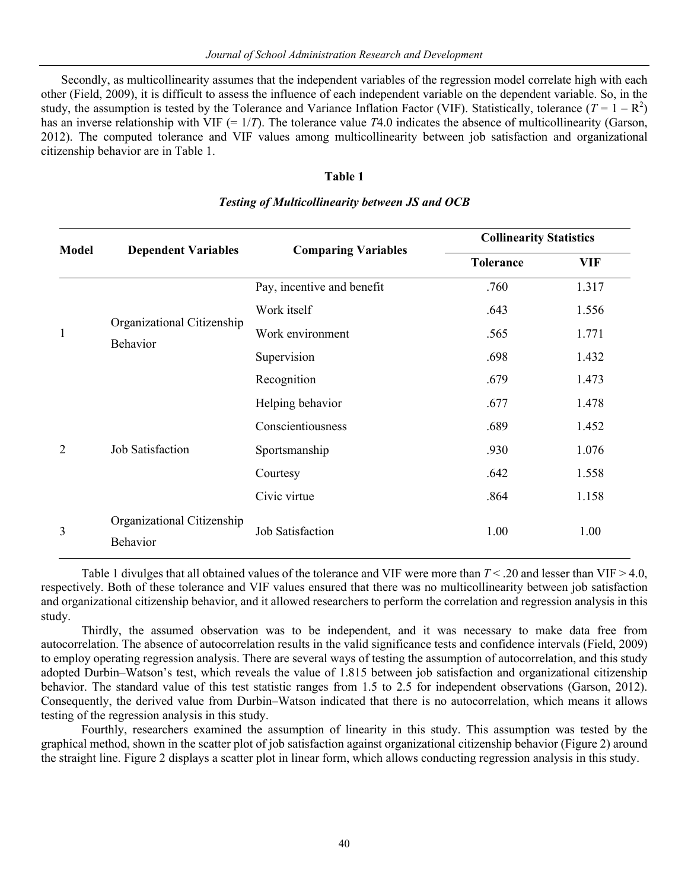Secondly, as multicollinearity assumes that the independent variables of the regression model correlate high with each other (Field, 2009), it is difficult to assess the influence of each independent variable on the dependent variable. So, in the study, the assumption is tested by the Tolerance and Variance Inflation Factor (VIF). Statistically, tolerance ($T = 1 - R^2$) has an inverse relationship with VIF (= $1/T$). The tolerance value $T$4.0 indicates the absence of multicollinearity (Garson, 2012). The computed tolerance and VIF values among multicollinearity between job satisfaction and organizational citizenship behavior are in Table 1.

**Table 1**

***Testing of Multicollinearity between JS and OCB***

| Model | Dependent Variables | Comparing Variables | Collinearity Statistics | |
|---|---|---|---|---|
| | | | Tolerance | VIF |
| 1 | Organizational Citizenship Behavior | Pay, incentive and benefit | .760 | 1.317 |
| | | Work itself | .643 | 1.556 |
| | | Work environment | .565 | 1.771 |
| | | Supervision | .698 | 1.432 |
| | | Recognition | .679 | 1.473 |
| 2 | Job Satisfaction | Helping behavior | .677 | 1.478 |
| | | Conscientiousness | .689 | 1.452 |
| | | Sportsmanship | .930 | 1.076 |
| | | Courtesy | .642 | 1.558 |
| | | Civic virtue | .864 | 1.158 |
| 3 | Organizational Citizenship Behavior | Job Satisfaction | 1.00 | 1.00 |

Table 1 divulges that all obtained values of the tolerance and VIF were more than $T < .20$ and lesser than VIF $> 4.0$, respectively. Both of these tolerance and VIF values ensured that there was no multicollinearity between job satisfaction and organizational citizenship behavior, and it allowed researchers to perform the correlation and regression analysis in this study.

Thirdly, the assumed observation was to be independent, and it was necessary to make data free from autocorrelation. The absence of autocorrelation results in the valid significance tests and confidence intervals (Field, 2009) to employ operating regression analysis. There are several ways of testing the assumption of autocorrelation, and this study adopted Durbin–Watson's test, which reveals the value of 1.815 between job satisfaction and organizational citizenship behavior. The standard value of this test statistic ranges from 1.5 to 2.5 for independent observations (Garson, 2012). Consequently, the derived value from Durbin–Watson indicated that there is no autocorrelation, which means it allows testing of the regression analysis in this study.

Fourthly, researchers examined the assumption of linearity in this study. This assumption was tested by the graphical method, shown in the scatter plot of job satisfaction against organizational citizenship behavior (Figure 2) around the straight line. Figure 2 displays a scatter plot in linear form, which allows conducting regression analysis in this study.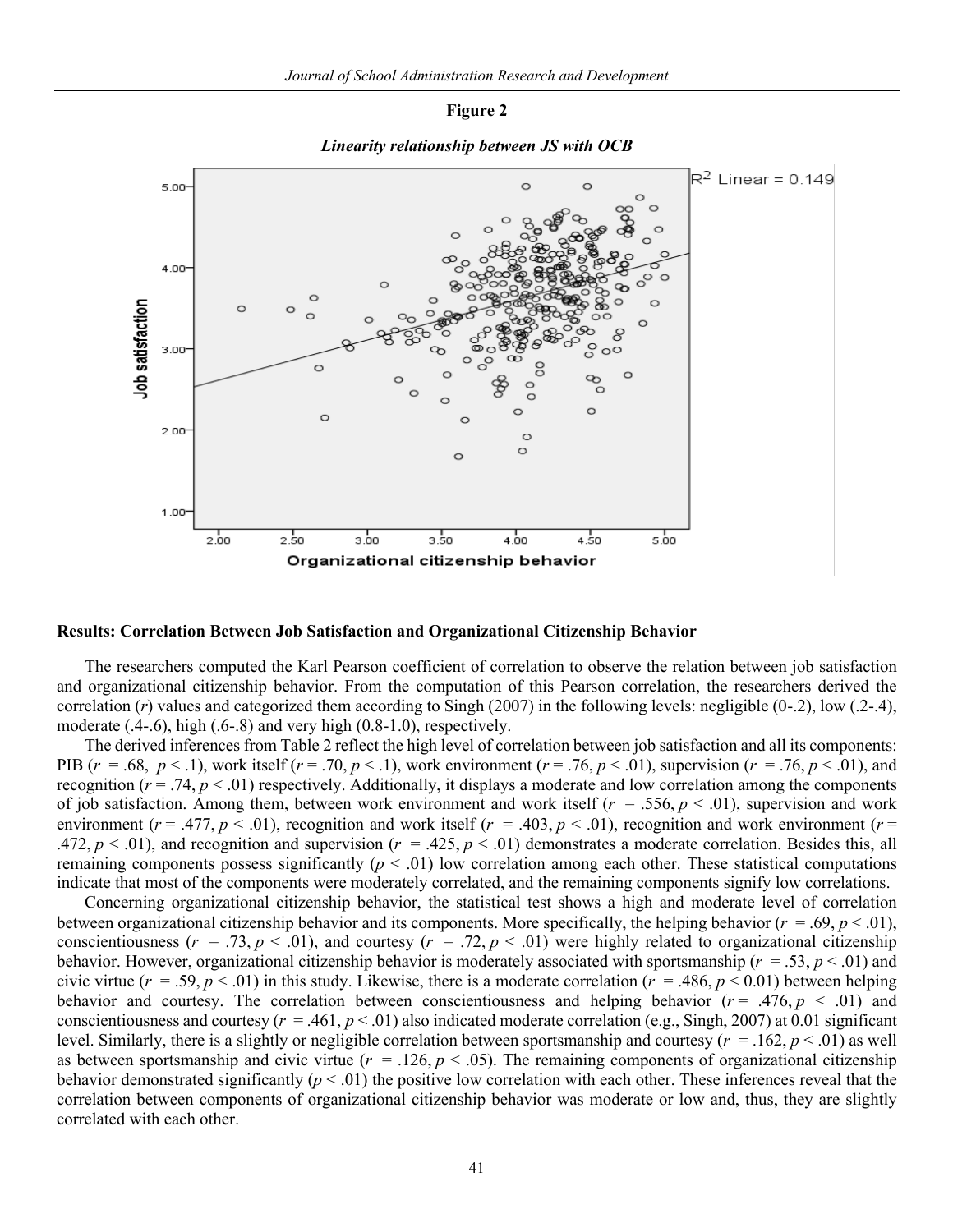**Figure 2**

***Linearity relationship between JS with OCB***

### Results: Correlation Between Job Satisfaction and Organizational Citizenship Behavior

The researchers computed the Karl Pearson coefficient of correlation to observe the relation between job satisfaction and organizational citizenship behavior. From the computation of this Pearson correlation, the researchers derived the correlation ($r$) values and categorized them according to Singh (2007) in the following levels: negligible (0-.2), low (.2-.4), moderate (.4-.6), high (.6-.8) and very high (0.8-1.0), respectively.

The derived inferences from Table 2 reflect the high level of correlation between job satisfaction and all its components: PIB ($r = .68$, $p < .1$), work itself ($r = .70$, $p < .1$), work environment ($r = .76$, $p < .01$), supervision ($r = .76$, $p < .01$), and recognition ($r = .74$, $p < .01$) respectively. Additionally, it displays a moderate and low correlation among the components of job satisfaction. Among them, between work environment and work itself ($r = .556$, $p < .01$), supervision and work environment ($r = .477$, $p < .01$), recognition and work itself ($r = .403$, $p < .01$), recognition and work environment ($r = .472$, $p < .01$), and recognition and supervision ($r = .425$, $p < .01$) demonstrates a moderate correlation. Besides this, all remaining components possess significantly ($p < .01$) low correlation among each other. These statistical computations indicate that most of the components were moderately correlated, and the remaining components signify low correlations.

Concerning organizational citizenship behavior, the statistical test shows a high and moderate level of correlation between organizational citizenship behavior and its components. More specifically, the helping behavior ($r = .69$, $p < .01$), conscientiousness ($r = .73$, $p < .01$), and courtesy ($r = .72$, $p < .01$) were highly related to organizational citizenship behavior. However, organizational citizenship behavior is moderately associated with sportsmanship ($r = .53$, $p < .01$) and civic virtue ($r = .59$, $p < .01$) in this study. Likewise, there is a moderate correlation ($r = .486$, $p < 0.01$) between helping behavior and courtesy. The correlation between conscientiousness and helping behavior ($r = .476$, $p < .01$) and conscientiousness and courtesy ($r = .461$, $p < .01$) also indicated moderate correlation (e.g., Singh, 2007) at 0.01 significant level. Similarly, there is a slightly or negligible correlation between sportsmanship and courtesy ($r = .162$, $p < .01$) as well as between sportsmanship and civic virtue ($r = .126$, $p < .05$). The remaining components of organizational citizenship behavior demonstrated significantly ($p < .01$) the positive low correlation with each other. These inferences reveal that the correlation between components of organizational citizenship behavior was moderate or low and, thus, they are slightly correlated with each other.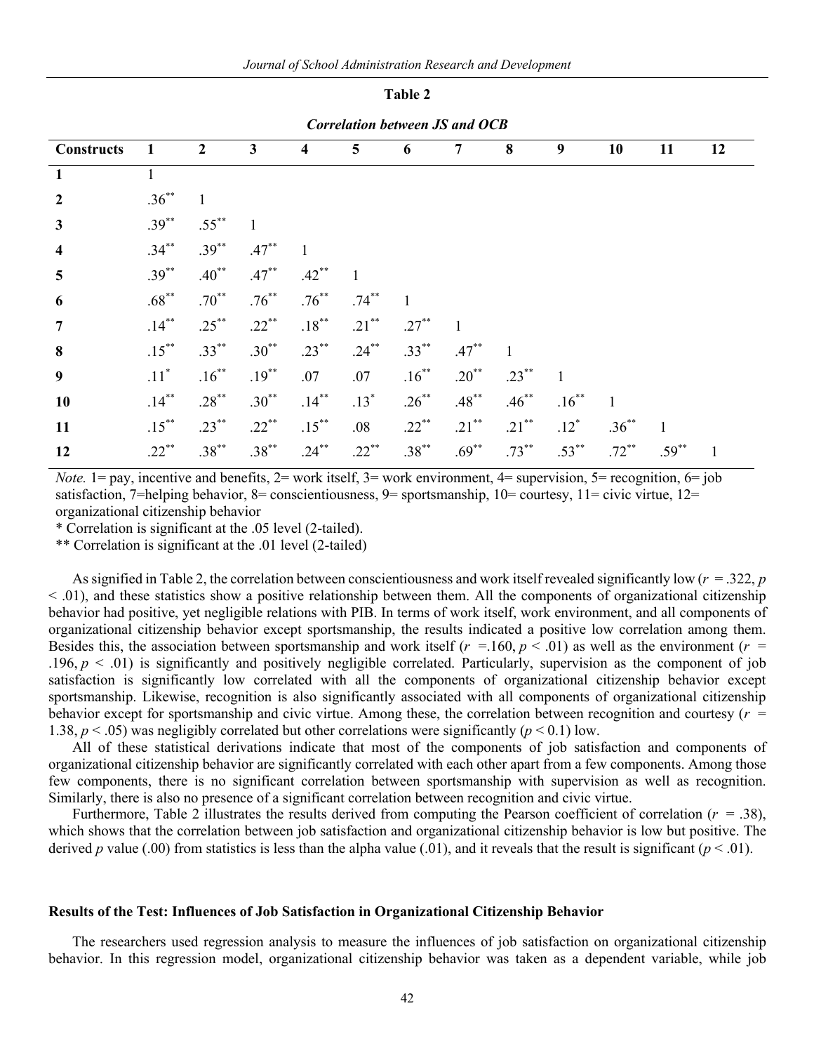**Table 2**

***Correlation between JS and OCB***

| Constructs | 1 | 2 | 3 | 4 | 5 | 6 | 7 | 8 | 9 | 10 | 11 | 12 |
|---|---|---|---|---|---|---|---|---|---|---|---|---|
| **1** | 1 | | | | | | | | | | | |
| **2** | .36** | 1 | | | | | | | | | | |
| **3** | .39** | .55** | 1 | | | | | | | | | |
| **4** | .34** | .39** | .47** | 1 | | | | | | | | |
| **5** | .39** | .40** | .47** | .42** | 1 | | | | | | | |
| **6** | .68** | .70** | .76** | .76** | .74** | 1 | | | | | | |
| **7** | .14** | .25** | .22** | .18** | .21** | .27** | 1 | | | | | |
| **8** | .15** | .33** | .30** | .23** | .24** | .33** | .47** | 1 | | | | |
| **9** | .11* | .16** | .19** | .07 | .07 | .16** | .20** | .23** | 1 | | | |
| **10** | .14** | .28** | .30** | .14** | .13* | .26** | .48** | .46** | .16** | 1 | | |
| **11** | .15** | .23** | .22** | .15** | .08 | .22** | .21** | .21** | .12* | .36** | 1 | |
| **12** | .22** | .38** | .38** | .24** | .22** | .38** | .69** | .73** | .53** | .72** | .59** | 1 |

*Note.* 1= pay, incentive and benefits, 2= work itself, 3= work environment, 4= supervision, 5= recognition, 6= job satisfaction, 7=helping behavior, 8= conscientiousness, 9= sportsmanship, 10= courtesy, 11= civic virtue, 12= organizational citizenship behavior

* Correlation is significant at the .05 level (2-tailed).

** Correlation is significant at the .01 level (2-tailed)

As signified in Table 2, the correlation between conscientiousness and work itself revealed significantly low ($r$ = .322, $p$ < .01), and these statistics show a positive relationship between them. All the components of organizational citizenship behavior had positive, yet negligible relations with PIB. In terms of work itself, work environment, and all components of organizational citizenship behavior except sportsmanship, the results indicated a positive low correlation among them. Besides this, the association between sportsmanship and work itself ($r$ =.160, $p$ < .01) as well as the environment ($r$ = .196, $p$ < .01) is significantly and positively negligible correlated. Particularly, supervision as the component of job satisfaction is significantly low correlated with all the components of organizational citizenship behavior except sportsmanship. Likewise, recognition is also significantly associated with all components of organizational citizenship behavior except for sportsmanship and civic virtue. Among these, the correlation between recognition and courtesy ($r$ = 1.38, $p$ < .05) was negligibly correlated but other correlations were significantly ($p$ < 0.1) low.

All of these statistical derivations indicate that most of the components of job satisfaction and components of organizational citizenship behavior are significantly correlated with each other apart from a few components. Among those few components, there is no significant correlation between sportsmanship with supervision as well as recognition. Similarly, there is also no presence of a significant correlation between recognition and civic virtue.

Furthermore, Table 2 illustrates the results derived from computing the Pearson coefficient of correlation ($r$ = .38), which shows that the correlation between job satisfaction and organizational citizenship behavior is low but positive. The derived $p$ value (.00) from statistics is less than the alpha value (.01), and it reveals that the result is significant ($p$ < .01).

#### Results of the Test: Influences of Job Satisfaction in Organizational Citizenship Behavior

The researchers used regression analysis to measure the influences of job satisfaction on organizational citizenship behavior. In this regression model, organizational citizenship behavior was taken as a dependent variable, while job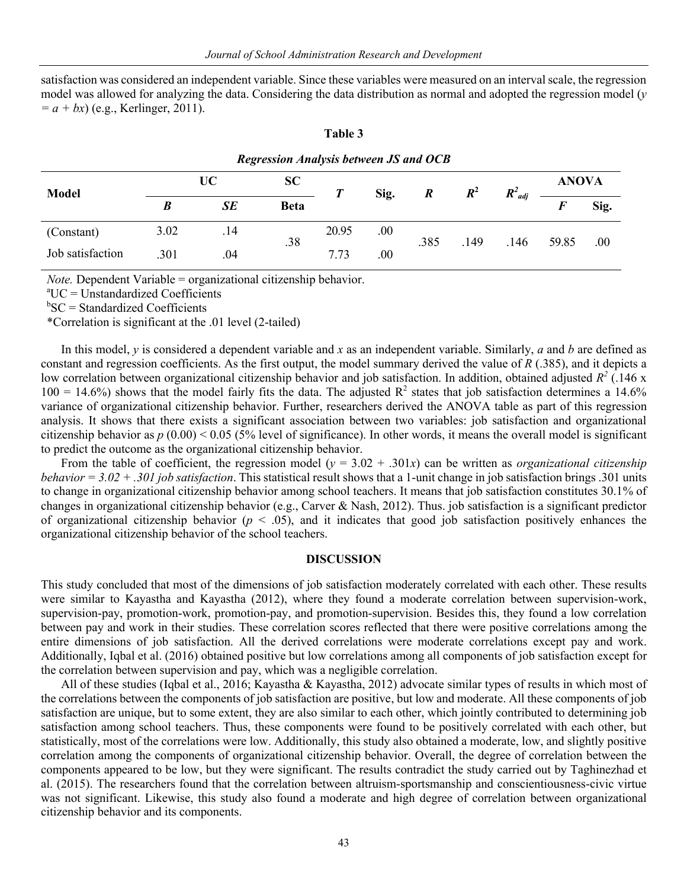satisfaction was considered an independent variable. Since these variables were measured on an interval scale, the regression model was allowed for analyzing the data. Considering the data distribution as normal and adopted the regression model ($y = a + bx$) (e.g., Kerlinger, 2011).

**Table 3**

***Regression Analysis between JS and OCB***

| Model | UC | | SC | $T$ | Sig. | $R$ | $R^2$ | $R^2_{adj}$ | ANOVA | |
|---|---|---|---|---|---|---|---|---|---|---|
| | $B$ | $SE$ | Beta | | | | | | $F$ | Sig. |
| (Constant) | 3.02 | .14 | .38 | 20.95 | .00 | .385 | .149 | .146 | 59.85 | .00 |
| Job satisfaction | .301 | .04 | | 7.73 | .00 | | | | | |

*Note.* Dependent Variable = organizational citizenship behavior.
[a]UC = Unstandardized Coefficients
[b]SC = Standardized Coefficients
*Correlation is significant at the .01 level (2-tailed)

In this model, $y$ is considered a dependent variable and $x$ as an independent variable. Similarly, $a$ and $b$ are defined as constant and regression coefficients. As the first output, the model summary derived the value of $R$ (.385), and it depicts a low correlation between organizational citizenship behavior and job satisfaction. In addition, obtained adjusted $R^2$ (.146 x 100 = 14.6%) shows that the model fairly fits the data. The adjusted $R^2$ states that job satisfaction determines a 14.6% variance of organizational citizenship behavior. Further, researchers derived the ANOVA table as part of this regression analysis. It shows that there exists a significant association between two variables: job satisfaction and organizational citizenship behavior as $p$ (0.00) < 0.05 (5% level of significance). In other words, it means the overall model is significant to predict the outcome as the organizational citizenship behavior.

From the table of coefficient, the regression model ($y = 3.02 + .301x$) can be written as *organizational citizenship behavior = 3.02 + .301 job satisfaction*. This statistical result shows that a 1-unit change in job satisfaction brings .301 units to change in organizational citizenship behavior among school teachers. It means that job satisfaction constitutes 30.1% of changes in organizational citizenship behavior (e.g., Carver & Nash, 2012). Thus. job satisfaction is a significant predictor of organizational citizenship behavior ($p < .05$), and it indicates that good job satisfaction positively enhances the organizational citizenship behavior of the school teachers.

## DISCUSSION

This study concluded that most of the dimensions of job satisfaction moderately correlated with each other. These results were similar to Kayastha and Kayastha (2012), where they found a moderate correlation between supervision-work, supervision-pay, promotion-work, promotion-pay, and promotion-supervision. Besides this, they found a low correlation between pay and work in their studies. These correlation scores reflected that there were positive correlations among the entire dimensions of job satisfaction. All the derived correlations were moderate correlations except pay and work. Additionally, Iqbal et al. (2016) obtained positive but low correlations among all components of job satisfaction except for the correlation between supervision and pay, which was a negligible correlation.

All of these studies (Iqbal et al., 2016; Kayastha & Kayastha, 2012) advocate similar types of results in which most of the correlations between the components of job satisfaction are positive, but low and moderate. All these components of job satisfaction are unique, but to some extent, they are also similar to each other, which jointly contributed to determining job satisfaction among school teachers. Thus, these components were found to be positively correlated with each other, but statistically, most of the correlations were low. Additionally, this study also obtained a moderate, low, and slightly positive correlation among the components of organizational citizenship behavior. Overall, the degree of correlation between the components appeared to be low, but they were significant. The results contradict the study carried out by Taghinezhad et al. (2015). The researchers found that the correlation between altruism-sportsmanship and conscientiousness-civic virtue was not significant. Likewise, this study also found a moderate and high degree of correlation between organizational citizenship behavior and its components.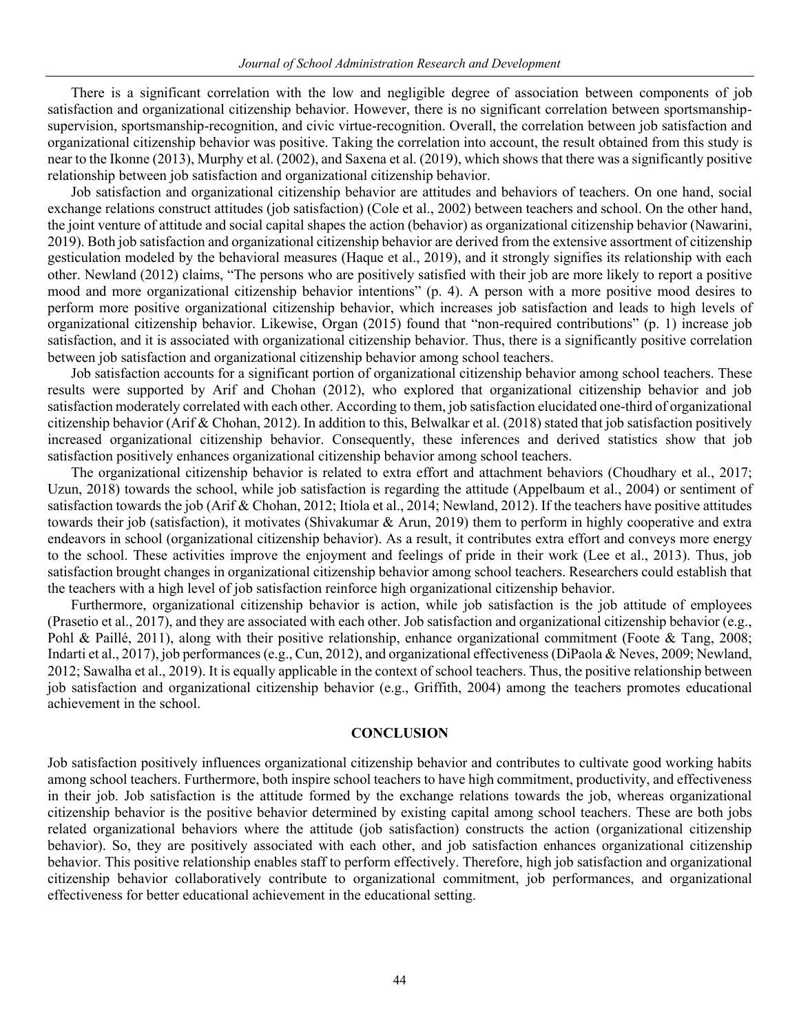There is a significant correlation with the low and negligible degree of association between components of job satisfaction and organizational citizenship behavior. However, there is no significant correlation between sportsmanship-supervision, sportsmanship-recognition, and civic virtue-recognition. Overall, the correlation between job satisfaction and organizational citizenship behavior was positive. Taking the correlation into account, the result obtained from this study is near to the Ikonne (2013), Murphy et al. (2002), and Saxena et al. (2019), which shows that there was a significantly positive relationship between job satisfaction and organizational citizenship behavior.

Job satisfaction and organizational citizenship behavior are attitudes and behaviors of teachers. On one hand, social exchange relations construct attitudes (job satisfaction) (Cole et al., 2002) between teachers and school. On the other hand, the joint venture of attitude and social capital shapes the action (behavior) as organizational citizenship behavior (Nawarini, 2019). Both job satisfaction and organizational citizenship behavior are derived from the extensive assortment of citizenship gesticulation modeled by the behavioral measures (Haque et al., 2019), and it strongly signifies its relationship with each other. Newland (2012) claims, "The persons who are positively satisfied with their job are more likely to report a positive mood and more organizational citizenship behavior intentions" (p. 4). A person with a more positive mood desires to perform more positive organizational citizenship behavior, which increases job satisfaction and leads to high levels of organizational citizenship behavior. Likewise, Organ (2015) found that "non-required contributions" (p. 1) increase job satisfaction, and it is associated with organizational citizenship behavior. Thus, there is a significantly positive correlation between job satisfaction and organizational citizenship behavior among school teachers.

Job satisfaction accounts for a significant portion of organizational citizenship behavior among school teachers. These results were supported by Arif and Chohan (2012), who explored that organizational citizenship behavior and job satisfaction moderately correlated with each other. According to them, job satisfaction elucidated one-third of organizational citizenship behavior (Arif & Chohan, 2012). In addition to this, Belwalkar et al. (2018) stated that job satisfaction positively increased organizational citizenship behavior. Consequently, these inferences and derived statistics show that job satisfaction positively enhances organizational citizenship behavior among school teachers.

The organizational citizenship behavior is related to extra effort and attachment behaviors (Choudhary et al., 2017; Uzun, 2018) towards the school, while job satisfaction is regarding the attitude (Appelbaum et al., 2004) or sentiment of satisfaction towards the job (Arif & Chohan, 2012; Itiola et al., 2014; Newland, 2012). If the teachers have positive attitudes towards their job (satisfaction), it motivates (Shivakumar & Arun, 2019) them to perform in highly cooperative and extra endeavors in school (organizational citizenship behavior). As a result, it contributes extra effort and conveys more energy to the school. These activities improve the enjoyment and feelings of pride in their work (Lee et al., 2013). Thus, job satisfaction brought changes in organizational citizenship behavior among school teachers. Researchers could establish that the teachers with a high level of job satisfaction reinforce high organizational citizenship behavior.

Furthermore, organizational citizenship behavior is action, while job satisfaction is the job attitude of employees (Prasetio et al., 2017), and they are associated with each other. Job satisfaction and organizational citizenship behavior (e.g., Pohl & Paillé, 2011), along with their positive relationship, enhance organizational commitment (Foote & Tang, 2008; Indarti et al., 2017), job performances (e.g., Cun, 2012), and organizational effectiveness (DiPaola & Neves, 2009; Newland, 2012; Sawalha et al., 2019). It is equally applicable in the context of school teachers. Thus, the positive relationship between job satisfaction and organizational citizenship behavior (e.g., Griffith, 2004) among the teachers promotes educational achievement in the school.

## CONCLUSION

Job satisfaction positively influences organizational citizenship behavior and contributes to cultivate good working habits among school teachers. Furthermore, both inspire school teachers to have high commitment, productivity, and effectiveness in their job. Job satisfaction is the attitude formed by the exchange relations towards the job, whereas organizational citizenship behavior is the positive behavior determined by existing capital among school teachers. These are both jobs related organizational behaviors where the attitude (job satisfaction) constructs the action (organizational citizenship behavior). So, they are positively associated with each other, and job satisfaction enhances organizational citizenship behavior. This positive relationship enables staff to perform effectively. Therefore, high job satisfaction and organizational citizenship behavior collaboratively contribute to organizational commitment, job performances, and organizational effectiveness for better educational achievement in the educational setting.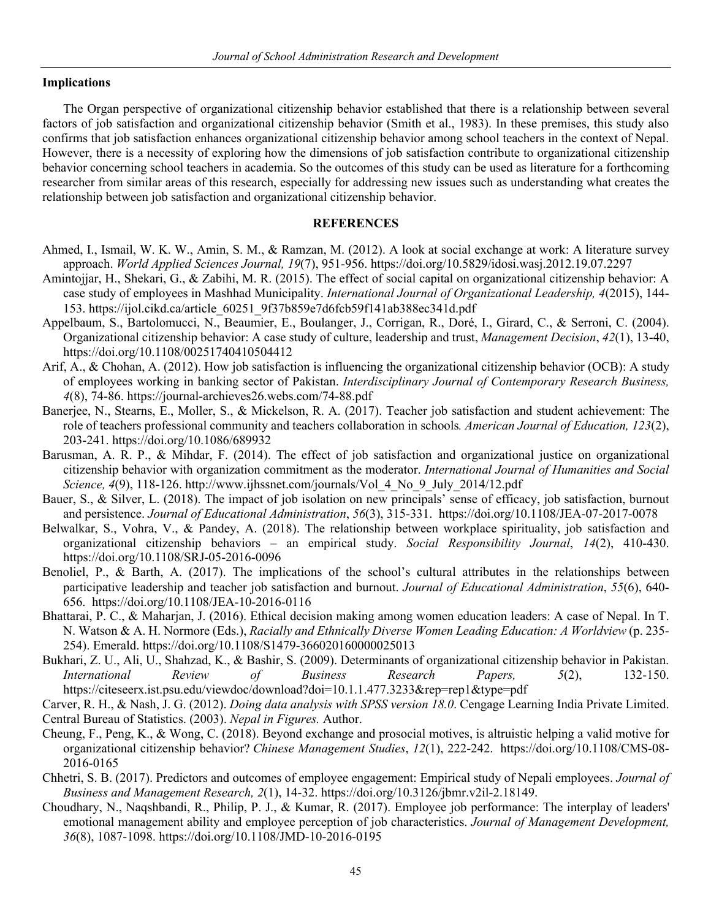### Implications

The Organ perspective of organizational citizenship behavior established that there is a relationship between several factors of job satisfaction and organizational citizenship behavior (Smith et al., 1983). In these premises, this study also confirms that job satisfaction enhances organizational citizenship behavior among school teachers in the context of Nepal. However, there is a necessity of exploring how the dimensions of job satisfaction contribute to organizational citizenship behavior concerning school teachers in academia. So the outcomes of this study can be used as literature for a forthcoming researcher from similar areas of this research, especially for addressing new issues such as understanding what creates the relationship between job satisfaction and organizational citizenship behavior.

## REFERENCES

Ahmed, I., Ismail, W. K. W., Amin, S. M., & Ramzan, M. (2012). A look at social exchange at work: A literature survey approach. *World Applied Sciences Journal, 19*(7), 951-956. https://doi.org/10.5829/idosi.wasj.2012.19.07.2297

Amintojjar, H., Shekari, G., & Zabihi, M. R. (2015). The effect of social capital on organizational citizenship behavior: A case study of employees in Mashhad Municipality. *International Journal of Organizational Leadership, 4*(2015), 144-153. https://ijol.cikd.ca/article_60251_9f37b859e7d6fcb59f141ab388ec341d.pdf

Appelbaum, S., Bartolomucci, N., Beaumier, E., Boulanger, J., Corrigan, R., Doré, I., Girard, C., & Serroni, C. (2004). Organizational citizenship behavior: A case study of culture, leadership and trust, *Management Decision*, *42*(1), 13-40, https://doi.org/10.1108/00251740410504412

Arif, A., & Chohan, A. (2012). How job satisfaction is influencing the organizational citizenship behavior (OCB): A study of employees working in banking sector of Pakistan. *Interdisciplinary Journal of Contemporary Research Business, 4*(8), 74-86. https://journal-archieves26.webs.com/74-88.pdf

Banerjee, N., Stearns, E., Moller, S., & Mickelson, R. A. (2017). Teacher job satisfaction and student achievement: The role of teachers professional community and teachers collaboration in schools. *American Journal of Education, 123*(2), 203-241. https://doi.org/10.1086/689932

Barusman, A. R. P., & Mihdar, F. (2014). The effect of job satisfaction and organizational justice on organizational citizenship behavior with organization commitment as the moderator. *International Journal of Humanities and Social Science, 4*(9), 118-126. http://www.ijhssnet.com/journals/Vol_4_No_9_July_2014/12.pdf

Bauer, S., & Silver, L. (2018). The impact of job isolation on new principals' sense of efficacy, job satisfaction, burnout and persistence. *Journal of Educational Administration*, *56*(3), 315-331. https://doi.org/10.1108/JEA-07-2017-0078

Belwalkar, S., Vohra, V., & Pandey, A. (2018). The relationship between workplace spirituality, job satisfaction and organizational citizenship behaviors – an empirical study. *Social Responsibility Journal*, *14*(2), 410-430. https://doi.org/10.1108/SRJ-05-2016-0096

Benoliel, P., & Barth, A. (2017). The implications of the school's cultural attributes in the relationships between participative leadership and teacher job satisfaction and burnout. *Journal of Educational Administration*, *55*(6), 640-656. https://doi.org/10.1108/JEA-10-2016-0116

Bhattarai, P. C., & Maharjan, J. (2016). Ethical decision making among women education leaders: A case of Nepal. In T. N. Watson & A. H. Normore (Eds.), *Racially and Ethnically Diverse Women Leading Education: A Worldview* (p. 235-254). Emerald. https://doi.org/10.1108/S1479-366020160000025013

Bukhari, Z. U., Ali, U., Shahzad, K., & Bashir, S. (2009). Determinants of organizational citizenship behavior in Pakistan. *International Review of Business Research Papers, 5*(2), 132-150. https://citeseerx.ist.psu.edu/viewdoc/download?doi=10.1.1.477.3233&rep=rep1&type=pdf

Carver, R. H., & Nash, J. G. (2012). *Doing data analysis with SPSS version 18.0*. Cengage Learning India Private Limited.

Central Bureau of Statistics. (2003). *Nepal in Figures.* Author.

Cheung, F., Peng, K., & Wong, C. (2018). Beyond exchange and prosocial motives, is altruistic helping a valid motive for organizational citizenship behavior? *Chinese Management Studies*, *12*(1), 222-242. https://doi.org/10.1108/CMS-08-2016-0165

Chhetri, S. B. (2017). Predictors and outcomes of employee engagement: Empirical study of Nepali employees. *Journal of Business and Management Research, 2*(1), 14-32. https://doi.org/10.3126/jbmr.v2il-2.18149.

Choudhary, N., Naqshbandi, R., Philip, P. J., & Kumar, R. (2017). Employee job performance: The interplay of leaders' emotional management ability and employee perception of job characteristics. *Journal of Management Development, 36*(8), 1087-1098. https://doi.org/10.1108/JMD-10-2016-0195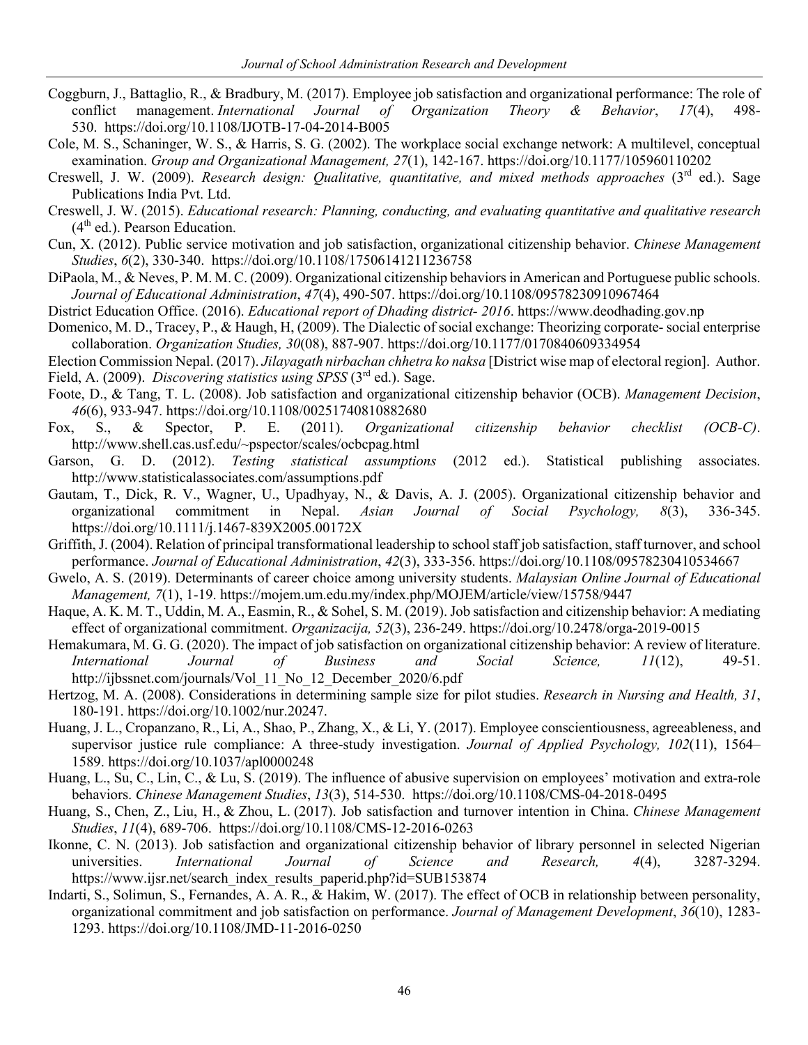Coggburn, J., Battaglio, R., & Bradbury, M. (2017). Employee job satisfaction and organizational performance: The role of conflict management. *International Journal of Organization Theory & Behavior*, *17*(4), 498-530. https://doi.org/10.1108/IJOTB-17-04-2014-B005

Cole, M. S., Schaninger, W. S., & Harris, S. G. (2002). The workplace social exchange network: A multilevel, conceptual examination. *Group and Organizational Management, 27*(1), 142-167. https://doi.org/10.1177/105960110202

Creswell, J. W. (2009). *Research design: Qualitative, quantitative, and mixed methods approaches* (3rd ed.). Sage Publications India Pvt. Ltd.

Creswell, J. W. (2015). *Educational research: Planning, conducting, and evaluating quantitative and qualitative research* (4th ed.). Pearson Education.

Cun, X. (2012). Public service motivation and job satisfaction, organizational citizenship behavior. *Chinese Management Studies*, *6*(2), 330-340. https://doi.org/10.1108/17506141211236758

DiPaola, M., & Neves, P. M. M. C. (2009). Organizational citizenship behaviors in American and Portuguese public schools. *Journal of Educational Administration*, *47*(4), 490-507. https://doi.org/10.1108/09578230910967464

District Education Office. (2016). *Educational report of Dhading district- 2016*. https://www.deodhading.gov.np

Domenico, M. D., Tracey, P., & Haugh, H, (2009). The Dialectic of social exchange: Theorizing corporate- social enterprise collaboration. *Organization Studies, 30*(08), 887-907. https://doi.org/10.1177/0170840609334954

Election Commission Nepal. (2017). *Jilayagath nirbachan chhetra ko naksa* [District wise map of electoral region]. Author.

Field, A. (2009). *Discovering statistics using SPSS* (3rd ed.). Sage.

Foote, D., & Tang, T. L. (2008). Job satisfaction and organizational citizenship behavior (OCB). *Management Decision*, *46*(6), 933-947. https://doi.org/10.1108/00251740810882680

Fox, S., & Spector, P. E. (2011). *Organizational citizenship behavior checklist (OCB-C)*. http://www.shell.cas.usf.edu/~pspector/scales/ocbcpag.html

Garson, G. D. (2012). *Testing statistical assumptions* (2012 ed.). Statistical publishing associates. http://www.statisticalassociates.com/assumptions.pdf

Gautam, T., Dick, R. V., Wagner, U., Upadhyay, N., & Davis, A. J. (2005). Organizational citizenship behavior and organizational commitment in Nepal. *Asian Journal of Social Psychology, 8*(3), 336-345. https://doi.org/10.1111/j.1467-839X2005.00172X

Griffith, J. (2004). Relation of principal transformational leadership to school staff job satisfaction, staff turnover, and school performance. *Journal of Educational Administration*, *42*(3), 333-356. https://doi.org/10.1108/09578230410534667

Gwelo, A. S. (2019). Determinants of career choice among university students. *Malaysian Online Journal of Educational Management, 7*(1), 1-19. https://mojem.um.edu.my/index.php/MOJEM/article/view/15758/9447

Haque, A. K. M. T., Uddin, M. A., Easmin, R., & Sohel, S. M. (2019). Job satisfaction and citizenship behavior: A mediating effect of organizational commitment. *Organizacija, 52*(3), 236-249. https://doi.org/10.2478/orga-2019-0015

Hemakumara, M. G. G. (2020). The impact of job satisfaction on organizational citizenship behavior: A review of literature. *International Journal of Business and Social Science, 11*(12), 49-51. http://ijbssnet.com/journals/Vol_11_No_12_December_2020/6.pdf

Hertzog, M. A. (2008). Considerations in determining sample size for pilot studies. *Research in Nursing and Health, 31*, 180-191. https://doi.org/10.1002/nur.20247.

Huang, J. L., Cropanzano, R., Li, A., Shao, P., Zhang, X., & Li, Y. (2017). Employee conscientiousness, agreeableness, and supervisor justice rule compliance: A three-study investigation. *Journal of Applied Psychology, 102*(11), 1564–1589. https://doi.org/10.1037/apl0000248

Huang, L., Su, C., Lin, C., & Lu, S. (2019). The influence of abusive supervision on employees' motivation and extra-role behaviors. *Chinese Management Studies*, *13*(3), 514-530. https://doi.org/10.1108/CMS-04-2018-0495

Huang, S., Chen, Z., Liu, H., & Zhou, L. (2017). Job satisfaction and turnover intention in China. *Chinese Management Studies*, *11*(4), 689-706. https://doi.org/10.1108/CMS-12-2016-0263

Ikonne, C. N. (2013). Job satisfaction and organizational citizenship behavior of library personnel in selected Nigerian universities. *International Journal of Science and Research, 4*(4), 3287-3294. https://www.ijsr.net/search_index_results_paperid.php?id=SUB153874

Indarti, S., Solimun, S., Fernandes, A. A. R., & Hakim, W. (2017). The effect of OCB in relationship between personality, organizational commitment and job satisfaction on performance. *Journal of Management Development*, *36*(10), 1283-1293. https://doi.org/10.1108/JMD-11-2016-0250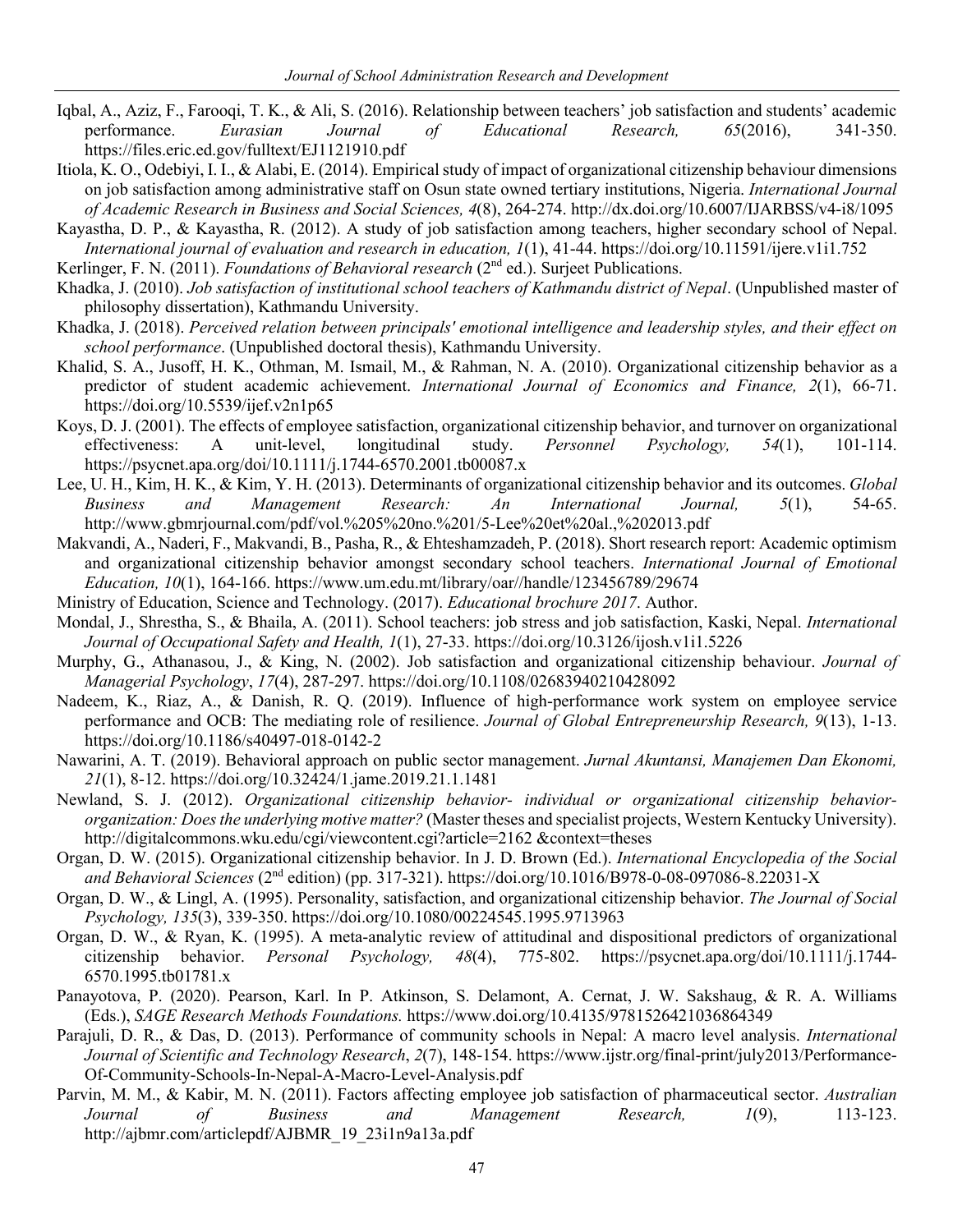Iqbal, A., Aziz, F., Farooqi, T. K., & Ali, S. (2016). Relationship between teachers' job satisfaction and students' academic performance. *Eurasian Journal of Educational Research, 65*(2016), 341-350. https://files.eric.ed.gov/fulltext/EJ1121910.pdf

Itiola, K. O., Odebiyi, I. I., & Alabi, E. (2014). Empirical study of impact of organizational citizenship behaviour dimensions on job satisfaction among administrative staff on Osun state owned tertiary institutions, Nigeria. *International Journal of Academic Research in Business and Social Sciences, 4*(8), 264-274. http://dx.doi.org/10.6007/IJARBSS/v4-i8/1095

Kayastha, D. P., & Kayastha, R. (2012). A study of job satisfaction among teachers, higher secondary school of Nepal. *International journal of evaluation and research in education, 1*(1), 41-44. https://doi.org/10.11591/ijere.v1i1.752

Kerlinger, F. N. (2011). *Foundations of Behavioral research* (2nd ed.). Surjeet Publications.

Khadka, J. (2010). *Job satisfaction of institutional school teachers of Kathmandu district of Nepal*. (Unpublished master of philosophy dissertation), Kathmandu University.

Khadka, J. (2018). *Perceived relation between principals' emotional intelligence and leadership styles, and their effect on school performance*. (Unpublished doctoral thesis), Kathmandu University.

Khalid, S. A., Jusoff, H. K., Othman, M. Ismail, M., & Rahman, N. A. (2010). Organizational citizenship behavior as a predictor of student academic achievement. *International Journal of Economics and Finance, 2*(1), 66-71. https://doi.org/10.5539/ijef.v2n1p65

Koys, D. J. (2001). The effects of employee satisfaction, organizational citizenship behavior, and turnover on organizational effectiveness: A unit-level, longitudinal study. *Personnel Psychology, 54*(1), 101-114. https://psycnet.apa.org/doi/10.1111/j.1744-6570.2001.tb00087.x

Lee, U. H., Kim, H. K., & Kim, Y. H. (2013). Determinants of organizational citizenship behavior and its outcomes. *Global Business and Management Research: An International Journal, 5*(1), 54-65. http://www.gbmrjournal.com/pdf/vol.%205%20no.%201/5-Lee%20et%20al.,%202013.pdf

Makvandi, A., Naderi, F., Makvandi, B., Pasha, R., & Ehteshamzadeh, P. (2018). Short research report: Academic optimism and organizational citizenship behavior amongst secondary school teachers. *International Journal of Emotional Education, 10*(1), 164-166. https://www.um.edu.mt/library/oar//handle/123456789/29674

Ministry of Education, Science and Technology. (2017). *Educational brochure 2017*. Author.

Mondal, J., Shrestha, S., & Bhaila, A. (2011). School teachers: job stress and job satisfaction, Kaski, Nepal. *International Journal of Occupational Safety and Health, 1*(1), 27-33. https://doi.org/10.3126/ijosh.v1i1.5226

Murphy, G., Athanasou, J., & King, N. (2002). Job satisfaction and organizational citizenship behaviour. *Journal of Managerial Psychology*, *17*(4), 287-297. https://doi.org/10.1108/02683940210428092

Nadeem, K., Riaz, A., & Danish, R. Q. (2019). Influence of high-performance work system on employee service performance and OCB: The mediating role of resilience. *Journal of Global Entrepreneurship Research, 9*(13), 1-13. https://doi.org/10.1186/s40497-018-0142-2

Nawarini, A. T. (2019). Behavioral approach on public sector management. *Jurnal Akuntansi, Manajemen Dan Ekonomi, 21*(1), 8-12. https://doi.org/10.32424/1.jame.2019.21.1.1481

Newland, S. J. (2012). *Organizational citizenship behavior- individual or organizational citizenship behavior-organization: Does the underlying motive matter?* (Master theses and specialist projects, Western Kentucky University). http://digitalcommons.wku.edu/cgi/viewcontent.cgi?article=2162 &context=theses

Organ, D. W. (2015). Organizational citizenship behavior. In J. D. Brown (Ed.). *International Encyclopedia of the Social and Behavioral Sciences* (2nd edition) (pp. 317-321). https://doi.org/10.1016/B978-0-08-097086-8.22031-X

Organ, D. W., & Lingl, A. (1995). Personality, satisfaction, and organizational citizenship behavior. *The Journal of Social Psychology, 135*(3), 339-350. https://doi.org/10.1080/00224545.1995.9713963

Organ, D. W., & Ryan, K. (1995). A meta-analytic review of attitudinal and dispositional predictors of organizational citizenship behavior. *Personal Psychology, 48*(4), 775-802. https://psycnet.apa.org/doi/10.1111/j.1744-6570.1995.tb01781.x

Panayotova, P. (2020). Pearson, Karl. In P. Atkinson, S. Delamont, A. Cernat, J. W. Sakshaug, & R. A. Williams (Eds.), *SAGE Research Methods Foundations.* https://www.doi.org/10.4135/9781526421036864349

Parajuli, D. R., & Das, D. (2013). Performance of community schools in Nepal: A macro level analysis. *International Journal of Scientific and Technology Research*, *2*(7), 148-154. https://www.ijstr.org/final-print/july2013/Performance-Of-Community-Schools-In-Nepal-A-Macro-Level-Analysis.pdf

Parvin, M. M., & Kabir, M. N. (2011). Factors affecting employee job satisfaction of pharmaceutical sector. *Australian Journal of Business and Management Research, 1*(9), 113-123. http://ajbmr.com/articlepdf/AJBMR_19_23i1n9a13a.pdf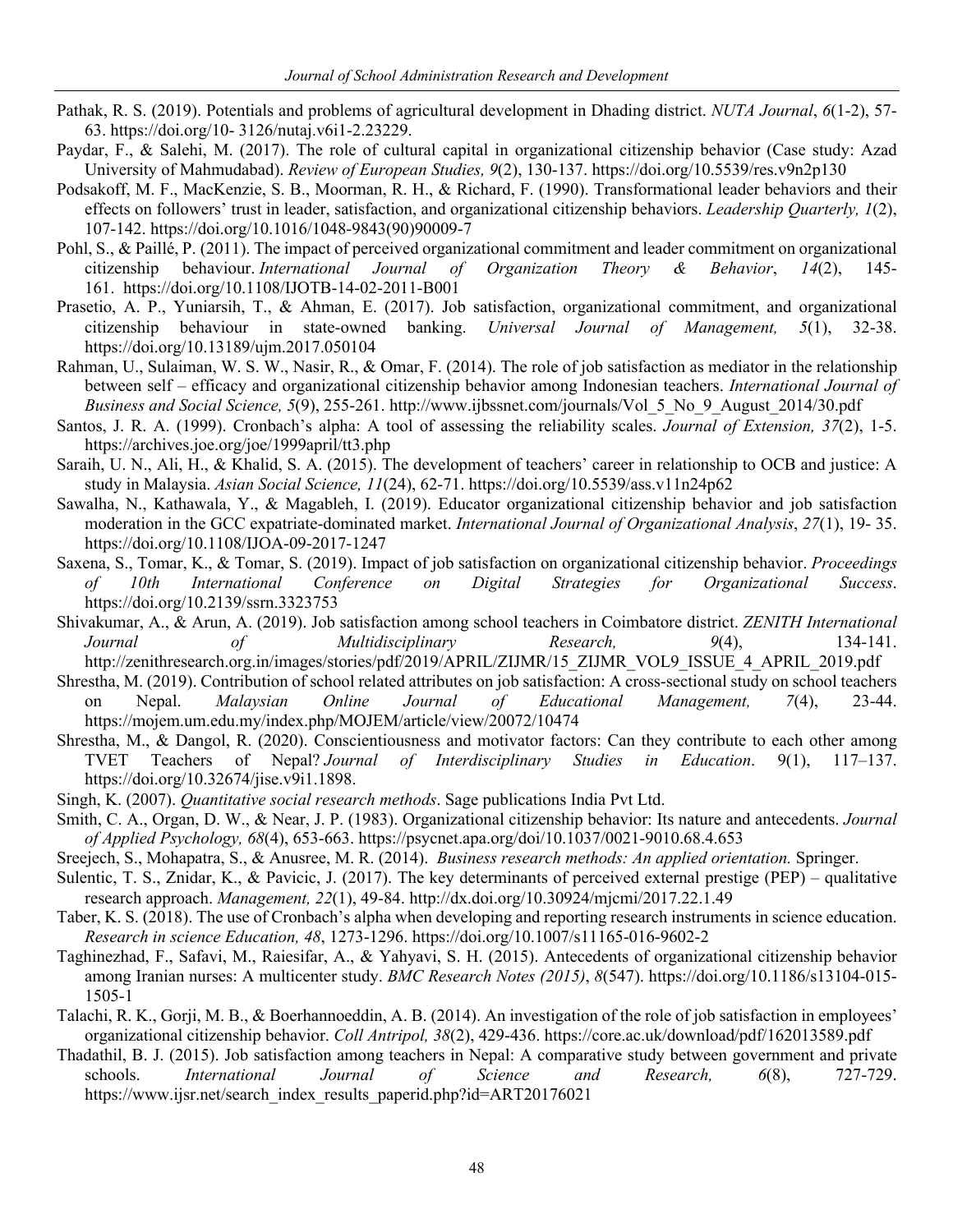Pathak, R. S. (2019). Potentials and problems of agricultural development in Dhading district. *NUTA Journal*, *6*(1-2), 57-63. https://doi.org/10- 3126/nutaj.v6i1-2.23229.

Paydar, F., & Salehi, M. (2017). The role of cultural capital in organizational citizenship behavior (Case study: Azad University of Mahmudabad). *Review of European Studies, 9*(2), 130-137. https://doi.org/10.5539/res.v9n2p130

Podsakoff, M. F., MacKenzie, S. B., Moorman, R. H., & Richard, F. (1990). Transformational leader behaviors and their effects on followers' trust in leader, satisfaction, and organizational citizenship behaviors. *Leadership Quarterly, 1*(2), 107-142. https://doi.org/10.1016/1048-9843(90)90009-7

Pohl, S., & Paillé, P. (2011). The impact of perceived organizational commitment and leader commitment on organizational citizenship behaviour. *International Journal of Organization Theory & Behavior*, *14*(2), 145-161. https://doi.org/10.1108/IJOTB-14-02-2011-B001

Prasetio, A. P., Yuniarsih, T., & Ahman, E. (2017). Job satisfaction, organizational commitment, and organizational citizenship behaviour in state-owned banking. *Universal Journal of Management, 5*(1), 32-38. https://doi.org/10.13189/ujm.2017.050104

Rahman, U., Sulaiman, W. S. W., Nasir, R., & Omar, F. (2014). The role of job satisfaction as mediator in the relationship between self – efficacy and organizational citizenship behavior among Indonesian teachers. *International Journal of Business and Social Science, 5*(9), 255-261. http://www.ijbssnet.com/journals/Vol_5_No_9_August_2014/30.pdf

Santos, J. R. A. (1999). Cronbach's alpha: A tool of assessing the reliability scales. *Journal of Extension, 37*(2), 1-5. https://archives.joe.org/joe/1999april/tt3.php

Saraih, U. N., Ali, H., & Khalid, S. A. (2015). The development of teachers' career in relationship to OCB and justice: A study in Malaysia. *Asian Social Science, 11*(24), 62-71. https://doi.org/10.5539/ass.v11n24p62

Sawalha, N., Kathawala, Y., & Magableh, I. (2019). Educator organizational citizenship behavior and job satisfaction moderation in the GCC expatriate-dominated market. *International Journal of Organizational Analysis*, *27*(1), 19- 35. https://doi.org/10.1108/IJOA-09-2017-1247

Saxena, S., Tomar, K., & Tomar, S. (2019). Impact of job satisfaction on organizational citizenship behavior. *Proceedings of 10th International Conference on Digital Strategies for Organizational Success*. https://doi.org/10.2139/ssrn.3323753

Shivakumar, A., & Arun, A. (2019). Job satisfaction among school teachers in Coimbatore district. *ZENITH International Journal of Multidisciplinary Research, 9*(4), 134-141. http://zenithresearch.org.in/images/stories/pdf/2019/APRIL/ZIJMR/15_ZIJMR_VOL9_ISSUE_4_APRIL_2019.pdf

Shrestha, M. (2019). Contribution of school related attributes on job satisfaction: A cross-sectional study on school teachers on Nepal. *Malaysian Online Journal of Educational Management, 7*(4), 23-44. https://mojem.um.edu.my/index.php/MOJEM/article/view/20072/10474

Shrestha, M., & Dangol, R. (2020). Conscientiousness and motivator factors: Can they contribute to each other among TVET Teachers of Nepal? *Journal of Interdisciplinary Studies in Education*. 9(1), 117–137. https://doi.org/10.32674/jise.v9i1.1898.

Singh, K. (2007). *Quantitative social research methods*. Sage publications India Pvt Ltd.

Smith, C. A., Organ, D. W., & Near, J. P. (1983). Organizational citizenship behavior: Its nature and antecedents. *Journal of Applied Psychology, 68*(4), 653-663. https://psycnet.apa.org/doi/10.1037/0021-9010.68.4.653

Sreejech, S., Mohapatra, S., & Anusree, M. R. (2014). *Business research methods: An applied orientation.* Springer.

Sulentic, T. S., Znidar, K., & Pavicic, J. (2017). The key determinants of perceived external prestige (PEP) – qualitative research approach. *Management, 22*(1), 49-84. http://dx.doi.org/10.30924/mjcmi/2017.22.1.49

Taber, K. S. (2018). The use of Cronbach's alpha when developing and reporting research instruments in science education. *Research in science Education, 48*, 1273-1296. https://doi.org/10.1007/s11165-016-9602-2

Taghinezhad, F., Safavi, M., Raiesifar, A., & Yahyavi, S. H. (2015). Antecedents of organizational citizenship behavior among Iranian nurses: A multicenter study. *BMC Research Notes (2015)*, *8*(547). https://doi.org/10.1186/s13104-015-1505-1

Talachi, R. K., Gorji, M. B., & Boerhannoeddin, A. B. (2014). An investigation of the role of job satisfaction in employees' organizational citizenship behavior. *Coll Antripol, 38*(2), 429-436. https://core.ac.uk/download/pdf/162013589.pdf

Thadathil, B. J. (2015). Job satisfaction among teachers in Nepal: A comparative study between government and private schools. *International Journal of Science and Research, 6*(8), 727-729. https://www.ijsr.net/search_index_results_paperid.php?id=ART20176021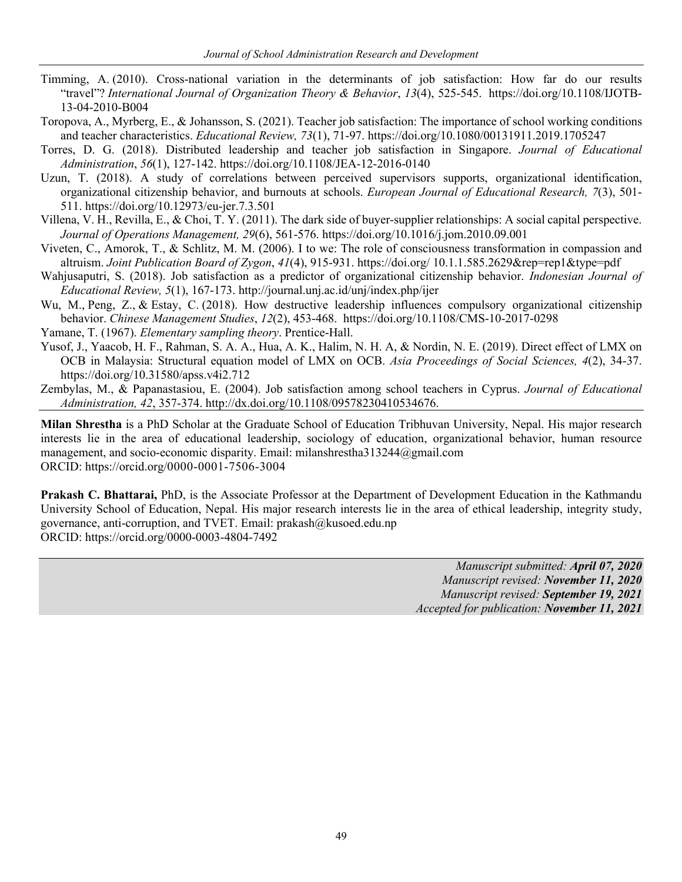Timming, A. (2010). Cross-national variation in the determinants of job satisfaction: How far do our results "travel"? *International Journal of Organization Theory & Behavior*, *13*(4), 525-545. https://doi.org/10.1108/IJOTB-13-04-2010-B004

Toropova, A., Myrberg, E., & Johansson, S. (2021). Teacher job satisfaction: The importance of school working conditions and teacher characteristics. *Educational Review, 73*(1), 71-97. https://doi.org/10.1080/00131911.2019.1705247

Torres, D. G. (2018). Distributed leadership and teacher job satisfaction in Singapore. *Journal of Educational Administration*, *56*(1), 127-142. https://doi.org/10.1108/JEA-12-2016-0140

Uzun, T. (2018). A study of correlations between perceived supervisors supports, organizational identification, organizational citizenship behavior, and burnouts at schools. *European Journal of Educational Research, 7*(3), 501-511. https://doi.org/10.12973/eu-jer.7.3.501

Villena, V. H., Revilla, E., & Choi, T. Y. (2011). The dark side of buyer-supplier relationships: A social capital perspective. *Journal of Operations Management, 29*(6), 561-576. https://doi.org/10.1016/j.jom.2010.09.001

Viveten, C., Amorok, T., & Schlitz, M. M. (2006). I to we: The role of consciousness transformation in compassion and altruism. *Joint Publication Board of Zygon*, *41*(4), 915-931. https://doi.org/ 10.1.1.585.2629&rep=rep1&type=pdf

Wahjusaputri, S. (2018). Job satisfaction as a predictor of organizational citizenship behavior. *Indonesian Journal of Educational Review, 5*(1), 167-173. http://journal.unj.ac.id/unj/index.php/ijer

Wu, M., Peng, Z., & Estay, C. (2018). How destructive leadership influences compulsory organizational citizenship behavior. *Chinese Management Studies*, *12*(2), 453-468. https://doi.org/10.1108/CMS-10-2017-0298

Yamane, T. (1967). *Elementary sampling theory*. Prentice-Hall.

Yusof, J., Yaacob, H. F., Rahman, S. A. A., Hua, A. K., Halim, N. H. A, & Nordin, N. E. (2019). Direct effect of LMX on OCB in Malaysia: Structural equation model of LMX on OCB. *Asia Proceedings of Social Sciences, 4*(2), 34-37. https://doi.org/10.31580/apss.v4i2.712

Zembylas, M., & Papanastasiou, E. (2004). Job satisfaction among school teachers in Cyprus. *Journal of Educational Administration, 42*, 357-374. http://dx.doi.org/10.1108/09578230410534676.

**Milan Shrestha** is a PhD Scholar at the Graduate School of Education Tribhuvan University, Nepal. His major research interests lie in the area of educational leadership, sociology of education, organizational behavior, human resource management, and socio-economic disparity. Email: milanshrestha313244@gmail.com
ORCID: https://orcid.org/0000-0001-7506-3004

**Prakash C. Bhattarai,** PhD, is the Associate Professor at the Department of Development Education in the Kathmandu University School of Education, Nepal. His major research interests lie in the area of ethical leadership, integrity study, governance, anti-corruption, and TVET. Email: prakash@kusoed.edu.np
ORCID: https://orcid.org/0000-0003-4804-7492

*Manuscript submitted:* ***April 07, 2020***
*Manuscript revised:* ***November 11, 2020***
*Manuscript revised:* ***September 19, 2021***
*Accepted for publication:* ***November 11, 2021***